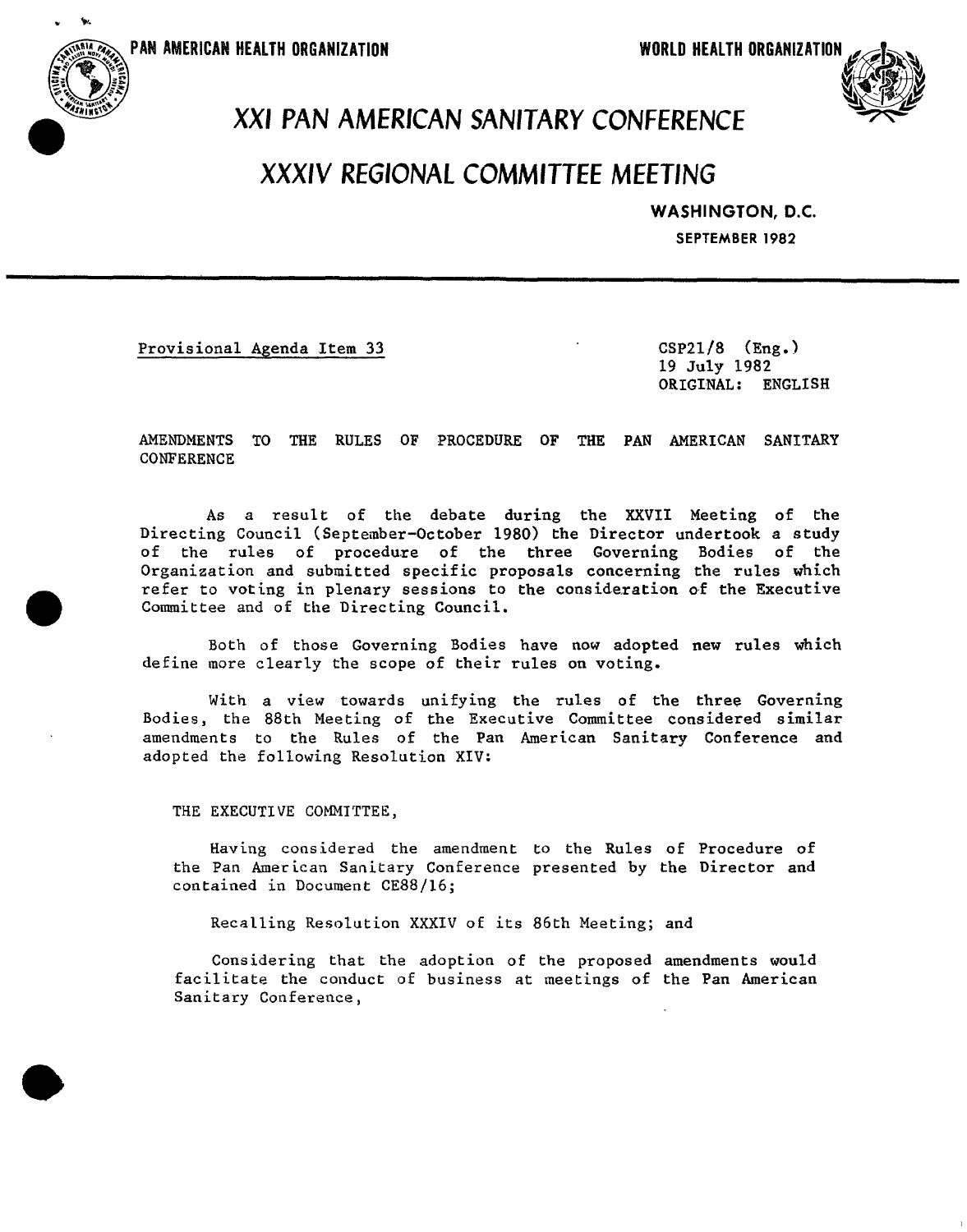PAN AMERICAN HEALTH ORGANIZATION

WORLD HEALTH ORGANIZATION

# XXI PAN AMERICAN SANITARY CONFERENCE

# XXXIV REGIONAL COMMITTEE MEETING

WASHINGTON, D.C.

SEPTEMBER 1982

Provisional Agenda Item 33

CSP21/8 (Eng.)
19 July 1982
ORIGINAL: ENGLISH

AMENDMENTS TO THE RULES OF PROCEDURE OF THE PAN AMERICAN SANITARY CONFERENCE

As a result of the debate during the XXVII Meeting of the Directing Council (September-October 1980) the Director undertook a study of the rules of procedure of the three Governing Bodies of the Organization and submitted specific proposals concerning the rules which refer to voting in plenary sessions to the consideration of the Executive Committee and of the Directing Council.

Both of those Governing Bodies have now adopted new rules which define more clearly the scope of their rules on voting.

With a view towards unifying the rules of the three Governing Bodies, the 88th Meeting of the Executive Committee considered similar amendments to the Rules of the Pan American Sanitary Conference and adopted the following Resolution XIV:

THE EXECUTIVE COMMITTEE,

Having considered the amendment to the Rules of Procedure of the Pan American Sanitary Conference presented by the Director and contained in Document CE88/16;

Recalling Resolution XXXIV of its 86th Meeting; and

Considering that the adoption of the proposed amendments would facilitate the conduct of business at meetings of the Pan American Sanitary Conference,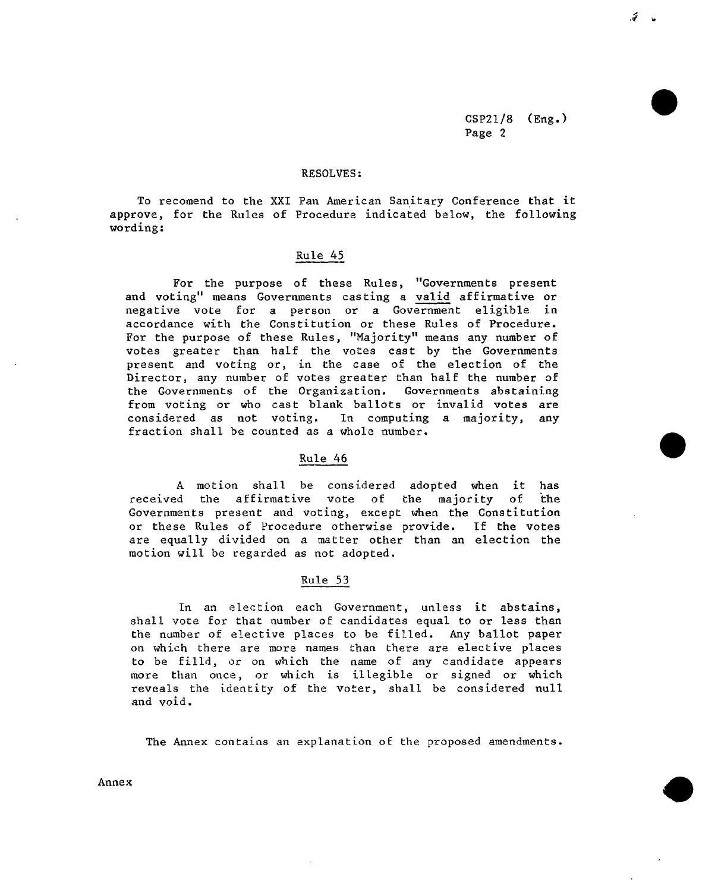RESOLVES:

To recomend to the XXI Pan American Sanitary Conference that it approve, for the Rules of Procedure indicated below, the following wording:

## Rule 45

For the purpose of these Rules, "Governments present and voting" means Governments casting a <u>valid</u> affirmative or negative vote for a person or a Government eligible in accordance with the Constitution or these Rules of Procedure. For the purpose of these Rules, "Majority" means any number of votes greater than half the votes cast by the Governments present and voting or, in the case of the election of the Director, any number of votes greater than half the number of the Governments of the Organization. Governments abstaining from voting or who cast blank ballots or invalid votes are considered as not voting. In computing a majority, any fraction shall be counted as a whole number.

## Rule 46

A motion shall be considered adopted when it has received the affirmative vote of the majority of the Governments present and voting, except when the Constitution or these Rules of Procedure otherwise provide. If the votes are equally divided on a matter other than an election the motion will be regarded as not adopted.

## Rule 53

In an election each Government, unless it abstains, shall vote for that number of candidates equal to or less than the number of elective places to be filled. Any ballot paper on which there are more names than there are elective places to be filld, or on which the name of any candidate appears more than once, or which is illegible or signed or which reveals the identity of the voter, shall be considered null and void.

The Annex contains an explanation of the proposed amendments.

Annex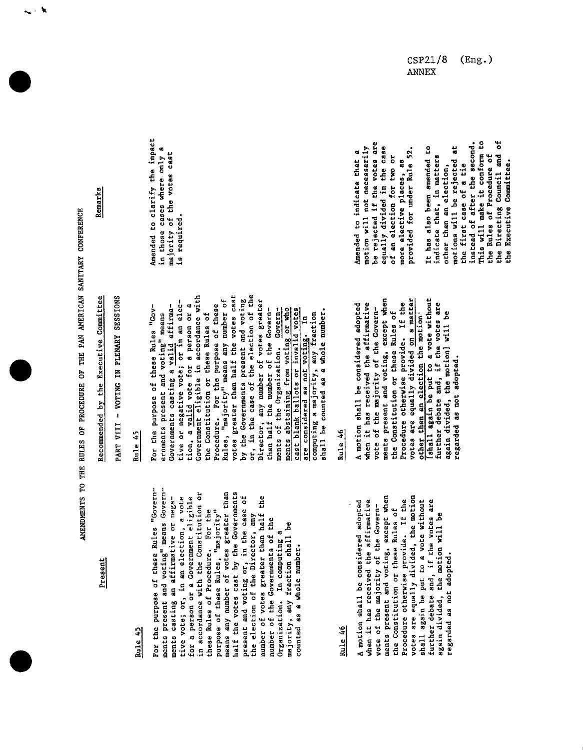# AMENDMENTS TO THE RULES OF PROCEDURE OF THE PAN AMERICAN SANITARY CONFERENCE

| Present | Recommended by the Executive Committee | Remarks |
|---|---|---|
| | PART VIII - VOTING IN PLENARY SESSIONS | |
| **Rule 45**<br><br>For the purpose of these Rules "Governments present and voting" means Governments casting an affirmative or negative vote; or, in an election, a vote for a person or a Government eligible in accordance with the Constitution or these Rules of Procedure. For the purpose of these Rules, "majority" means any number of votes greater than half the votes cast by the Governments present and voting or, in the case of the election of the Director, any number of votes greater than half the number of the Governments of the Organization. In computing a majority, any fraction shall be counted as a whole number. | **Rule 45**<br><br>For the purpose of these Rules "Governments present and voting" means Governments casting a valid affirmative or negative vote; or in an election, a valid vote for a person or a Government eligible in accordance with the Constitution or these Rules of Procedure. For the purpose of these Rules, "majority" means any number of votes greater than half the votes cast by the Governments present and voting or, in the case of the election of the Director, any number of votes greater than half the number of the Governments of the Organization. Governments abstaining from voting or who cast blank ballots or invalid votes are considered as not voting. In computing a majority, any fraction shall be counted as a whole number. | Amended to clarify the impact in those cases where only a majority of the votes cast is required. |
| **Rule 46**<br><br>A motion shall be considered adopted when it has received the affirmative vote of the majority of the Governments present and voting, except when the Constitution or these Rules of Procedure otherwise provide. If the votes are equally divided, the motion shall again be put to a vote without further debate and, if the votes are again divided, the motion will be regarded as not adopted. | **Rule 46**<br><br>A motion shall be considered adopted when it has received the affirmative vote of the majority of the Governments present and voting, except when the Constitution or these Rules of Procedure otherwise provide. If the votes are equally divided on a matter other than an election the motion [shall again be put to a vote without further debate and, if the votes are again divided, the motion] will be regarded as not adopted. | Amended to indicate that a motion will not necessarily be rejected if the votes are equally divided in the case of an election for two or more elective places, as provided for under Rule 52.<br><br>It has also been amended to indicate that, in matters other than an election, motions will be rejected at the first case of a tie instead of after the second. This will make it conform to the Rules of Procedure of the Directing Council and of the Executive Committee. |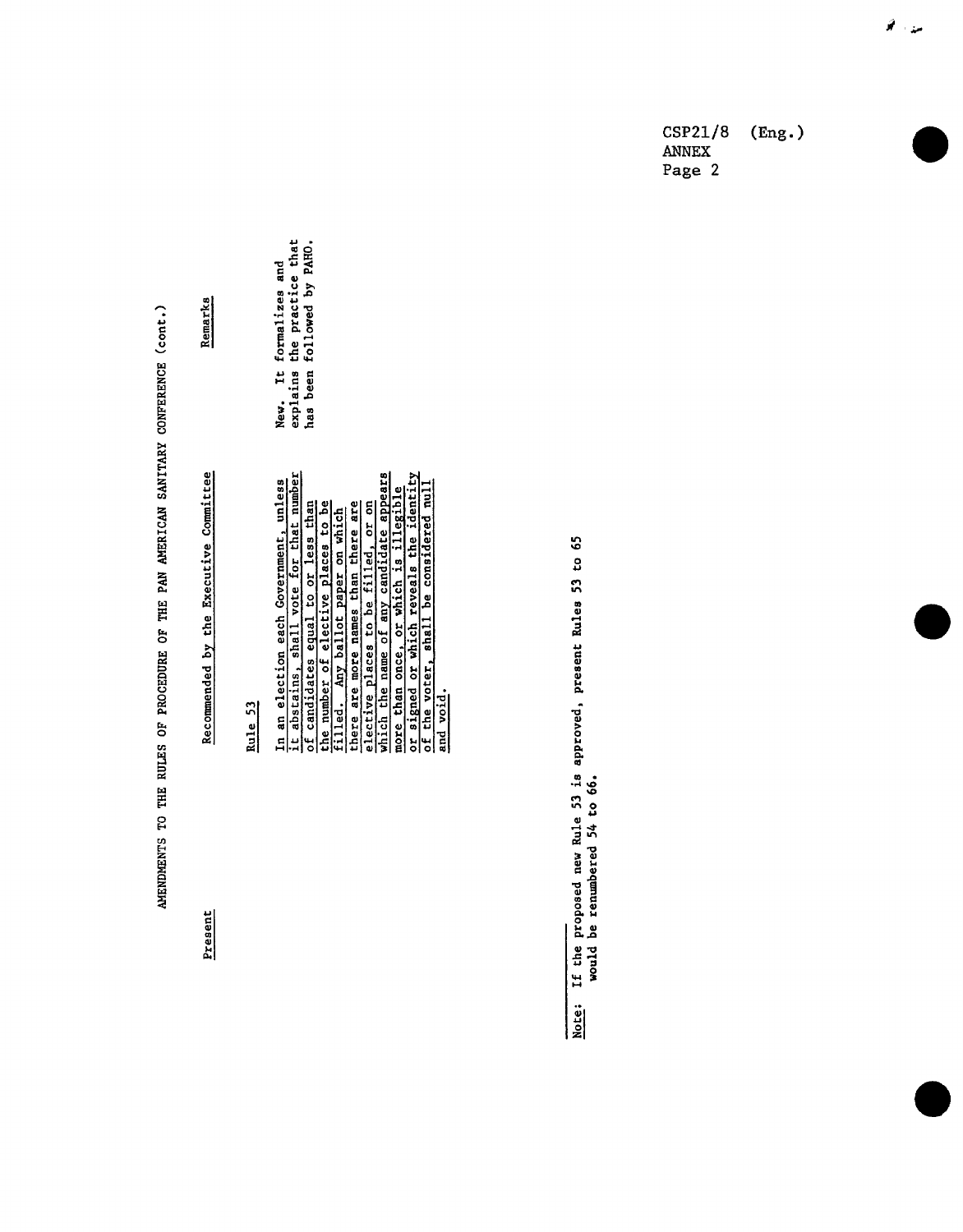AMENDMENTS TO THE RULES OF PROCEDURE OF THE PAN AMERICAN SANITARY CONFERENCE (cont.)

| Present | Recommended by the Executive Committee | Remarks |
|---|---|---|
| | **Rule 53**<br><br>In an election each Government, unless it abstains, shall vote for that number of candidates equal to or less than the number of elective places to be filled. Any ballot paper on which there are more names than there are elective places to be filled, or on which the name of any candidate appears more than once, or which is illegible or signed or which reveals the identity of the voter, shall be considered null and void. | New. It formalizes and explains the practice that has been followed by PAHO. |

Note: If the proposed new Rule 53 is approved, present Rules 53 to 65 would be renumbered 54 to 66.